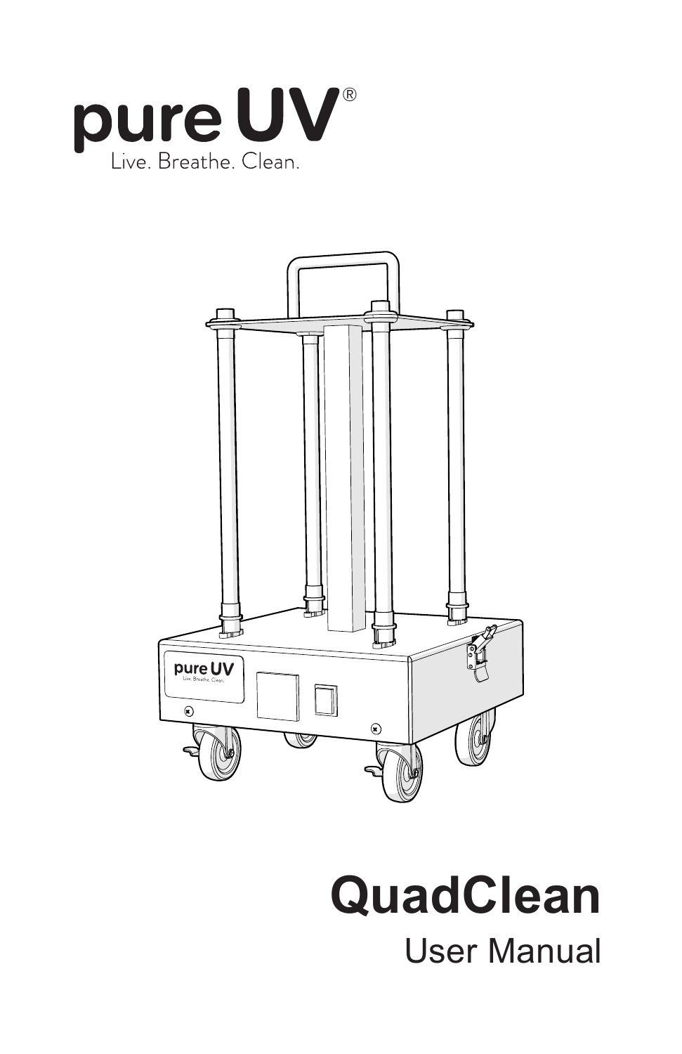pure UV®

Live. Breathe. Clean.

# QuadClean

## User Manual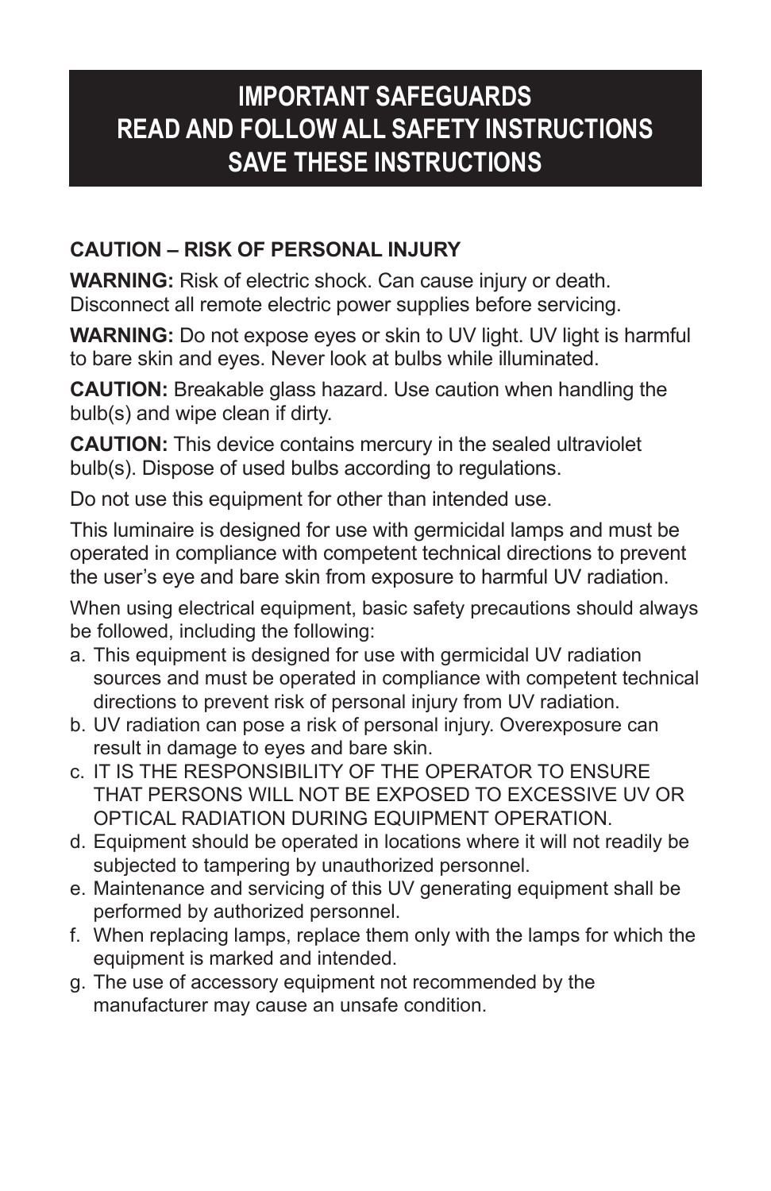# IMPORTANT SAFEGUARDS
# READ AND FOLLOW ALL SAFETY INSTRUCTIONS
# SAVE THESE INSTRUCTIONS

**CAUTION – RISK OF PERSONAL INJURY**

**WARNING:** Risk of electric shock. Can cause injury or death. Disconnect all remote electric power supplies before servicing.

**WARNING:** Do not expose eyes or skin to UV light. UV light is harmful to bare skin and eyes. Never look at bulbs while illuminated.

**CAUTION:** Breakable glass hazard. Use caution when handling the bulb(s) and wipe clean if dirty.

**CAUTION:** This device contains mercury in the sealed ultraviolet bulb(s). Dispose of used bulbs according to regulations.

Do not use this equipment for other than intended use.

This luminaire is designed for use with germicidal lamps and must be operated in compliance with competent technical directions to prevent the user's eye and bare skin from exposure to harmful UV radiation.

When using electrical equipment, basic safety precautions should always be followed, including the following:

a. This equipment is designed for use with germicidal UV radiation sources and must be operated in compliance with competent technical directions to prevent risk of personal injury from UV radiation.
b. UV radiation can pose a risk of personal injury. Overexposure can result in damage to eyes and bare skin.
c. IT IS THE RESPONSIBILITY OF THE OPERATOR TO ENSURE THAT PERSONS WILL NOT BE EXPOSED TO EXCESSIVE UV OR OPTICAL RADIATION DURING EQUIPMENT OPERATION.
d. Equipment should be operated in locations where it will not readily be subjected to tampering by unauthorized personnel.
e. Maintenance and servicing of this UV generating equipment shall be performed by authorized personnel.
f. When replacing lamps, replace them only with the lamps for which the equipment is marked and intended.
g. The use of accessory equipment not recommended by the manufacturer may cause an unsafe condition.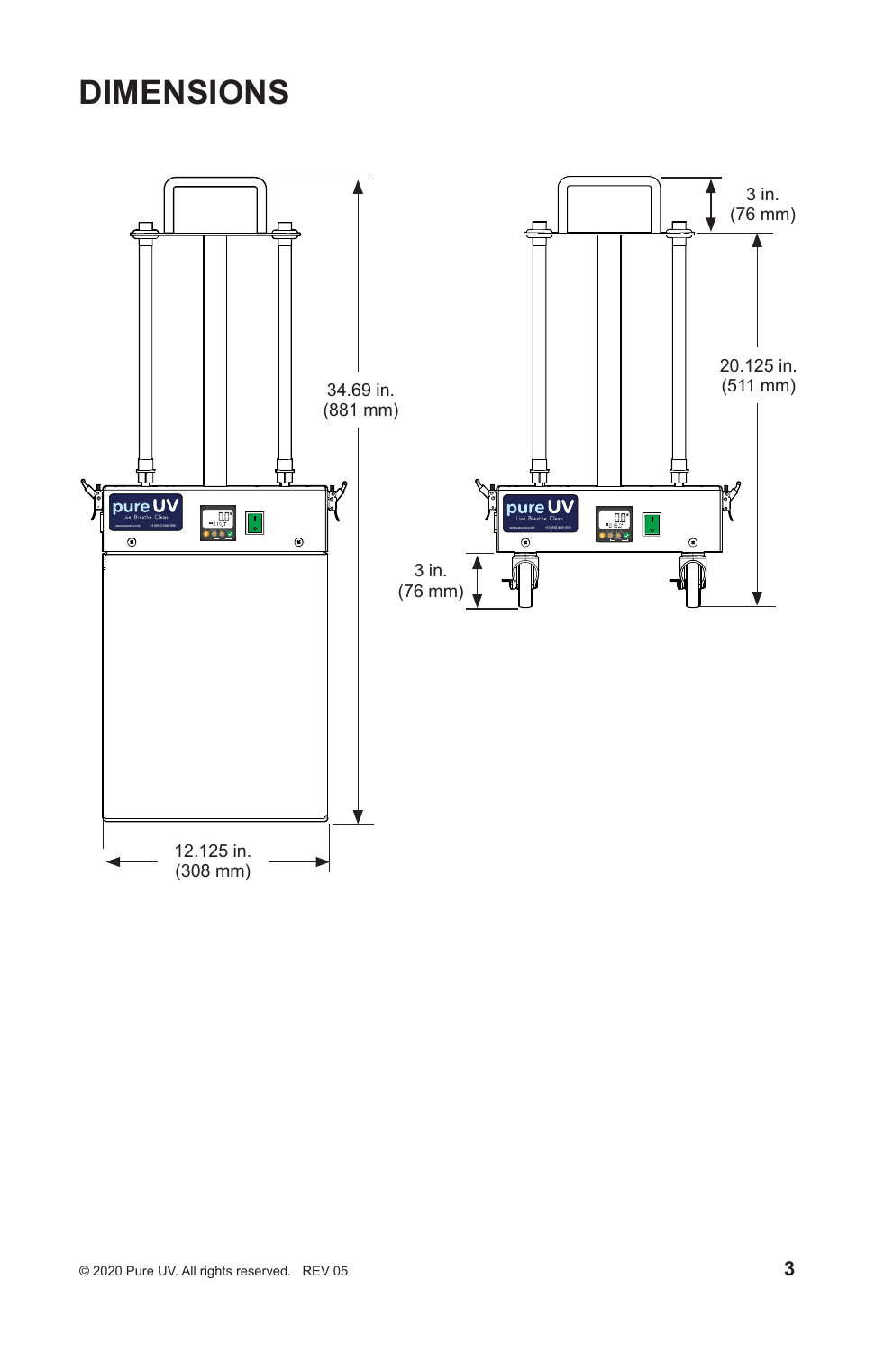# DIMENSIONS

34.69 in.
(881 mm)

12.125 in.
(308 mm)

3 in.
(76 mm)

20.125 in.
(511 mm)

3 in.
(76 mm)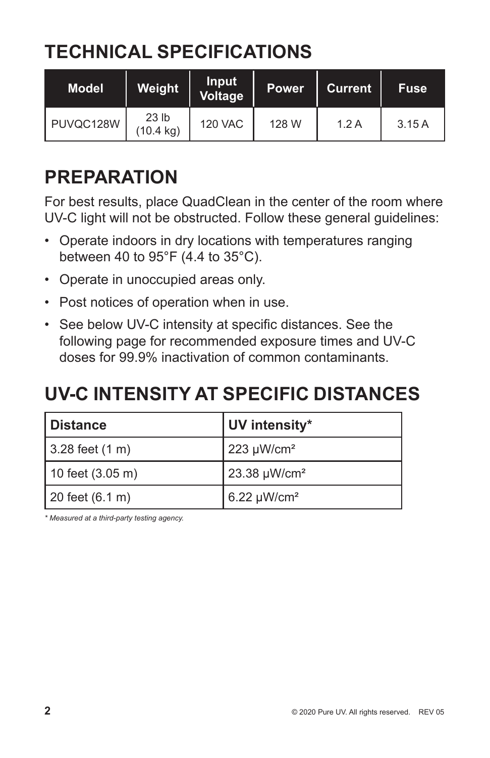# TECHNICAL SPECIFICATIONS

| Model | Weight | Input Voltage | Power | Current | Fuse |
|---|---|---|---|---|---|
| PUVQC128W | 23 lb (10.4 kg) | 120 VAC | 128 W | 1.2 A | 3.15 A |

# PREPARATION

For best results, place QuadClean in the center of the room where UV-C light will not be obstructed. Follow these general guidelines:

- Operate indoors in dry locations with temperatures ranging between 40 to 95°F (4.4 to 35°C).
- Operate in unoccupied areas only.
- Post notices of operation when in use.
- See below UV-C intensity at specific distances. See the following page for recommended exposure times and UV-C doses for 99.9% inactivation of common contaminants.

# UV-C INTENSITY AT SPECIFIC DISTANCES

| Distance | UV intensity* |
|---|---|
| 3.28 feet (1 m) | 223 μW/cm² |
| 10 feet (3.05 m) | 23.38 μW/cm² |
| 20 feet (6.1 m) | 6.22 μW/cm² |

*\* Measured at a third-party testing agency.*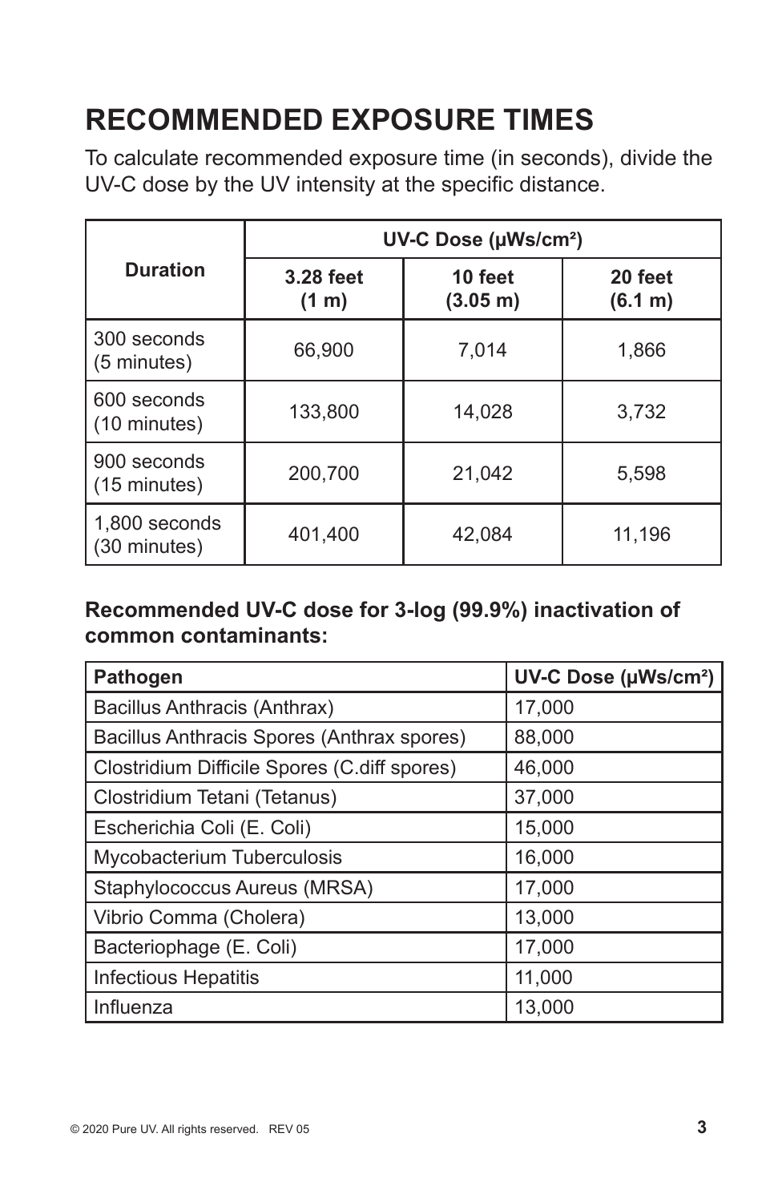# RECOMMENDED EXPOSURE TIMES

To calculate recommended exposure time (in seconds), divide the UV-C dose by the UV intensity at the specific distance.

| Duration | UV-C Dose (μWs/cm²) | | |
|---|---|---|---|
| | **3.28 feet (1 m)** | **10 feet (3.05 m)** | **20 feet (6.1 m)** |
| 300 seconds (5 minutes) | 66,900 | 7,014 | 1,866 |
| 600 seconds (10 minutes) | 133,800 | 14,028 | 3,732 |
| 900 seconds (15 minutes) | 200,700 | 21,042 | 5,598 |
| 1,800 seconds (30 minutes) | 401,400 | 42,084 | 11,196 |

**Recommended UV-C dose for 3-log (99.9%) inactivation of common contaminants:**

| Pathogen | UV-C Dose (μWs/cm²) |
|---|---|
| Bacillus Anthracis (Anthrax) | 17,000 |
| Bacillus Anthracis Spores (Anthrax spores) | 88,000 |
| Clostridium Difficile Spores (C.diff spores) | 46,000 |
| Clostridium Tetani (Tetanus) | 37,000 |
| Escherichia Coli (E. Coli) | 15,000 |
| Mycobacterium Tuberculosis | 16,000 |
| Staphylococcus Aureus (MRSA) | 17,000 |
| Vibrio Comma (Cholera) | 13,000 |
| Bacteriophage (E. Coli) | 17,000 |
| Infectious Hepatitis | 11,000 |
| Influenza | 13,000 |

© 2020 Pure UV. All rights reserved. REV 05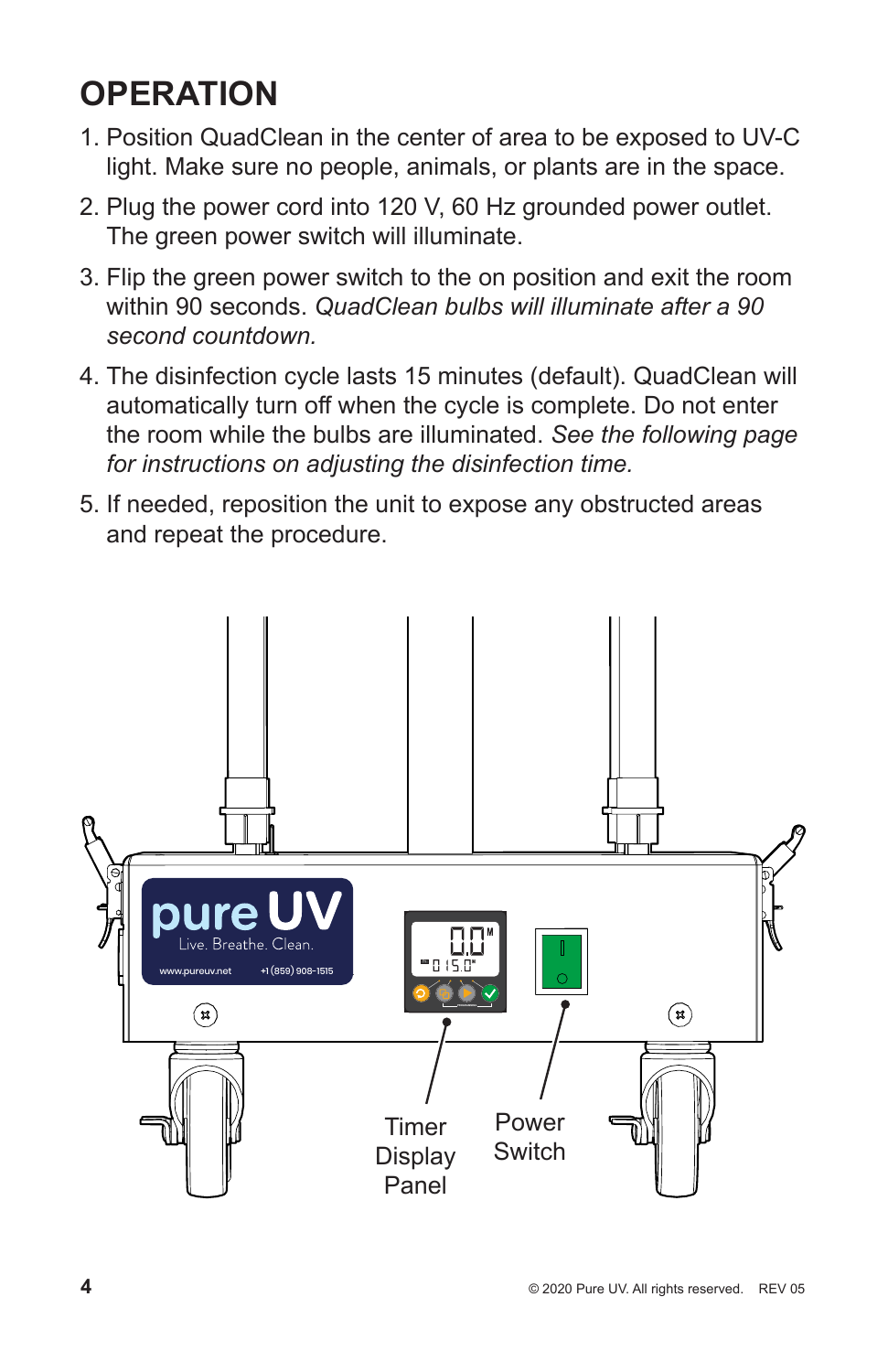# OPERATION

1. Position QuadClean in the center of area to be exposed to UV-C light. Make sure no people, animals, or plants are in the space.
2. Plug the power cord into 120 V, 60 Hz grounded power outlet. The green power switch will illuminate.
3. Flip the green power switch to the on position and exit the room within 90 seconds. *QuadClean bulbs will illuminate after a 90 second countdown.*
4. The disinfection cycle lasts 15 minutes (default). QuadClean will automatically turn off when the cycle is complete. Do not enter the room while the bulbs are illuminated. *See the following page for instructions on adjusting the disinfection time.*
5. If needed, reposition the unit to expose any obstructed areas and repeat the procedure.

Timer Display Panel

Power Switch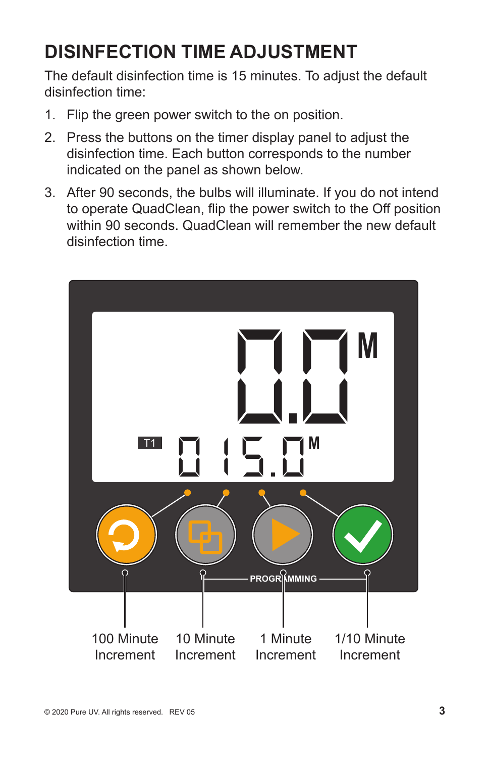# DISINFECTION TIME ADJUSTMENT

The default disinfection time is 15 minutes. To adjust the default disinfection time:

1. Flip the green power switch to the on position.
2. Press the buttons on the timer display panel to adjust the disinfection time. Each button corresponds to the number indicated on the panel as shown below.
3. After 90 seconds, the bulbs will illuminate. If you do not intend to operate QuadClean, flip the power switch to the Off position within 90 seconds. QuadClean will remember the new default disinfection time.

0.0 M

T1 015.0 M

PROGRAMMING

100 Minute Increment

10 Minute Increment

1 Minute Increment

1/10 Minute Increment

© 2020 Pure UV. All rights reserved. REV 05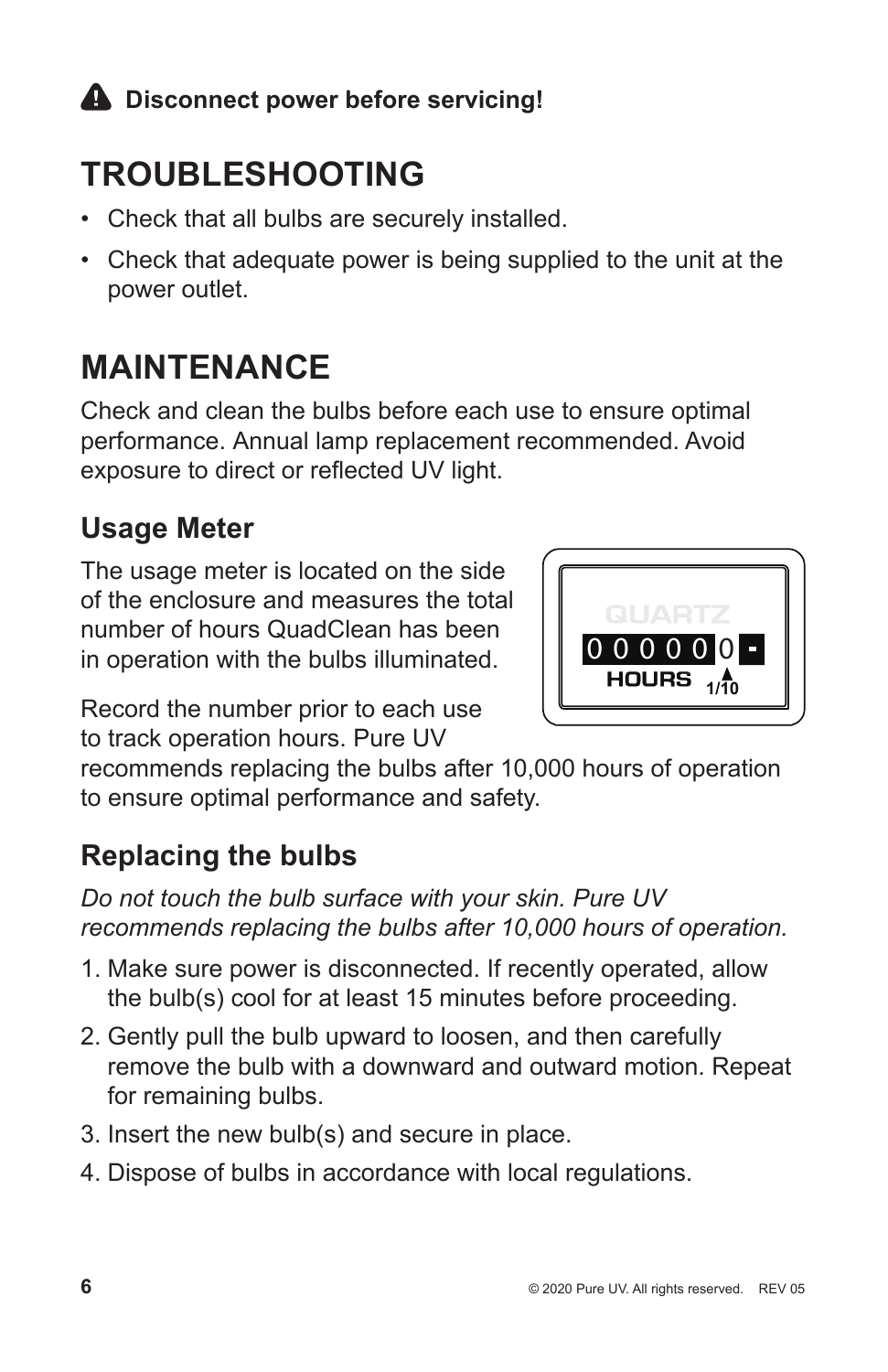**Disconnect power before servicing!**

# TROUBLESHOOTING

- Check that all bulbs are securely installed.
- Check that adequate power is being supplied to the unit at the power outlet.

# MAINTENANCE

Check and clean the bulbs before each use to ensure optimal performance. Annual lamp replacement recommended. Avoid exposure to direct or reflected UV light.

## Usage Meter

The usage meter is located on the side of the enclosure and measures the total number of hours QuadClean has been in operation with the bulbs illuminated.

Record the number prior to each use to track operation hours. Pure UV recommends replacing the bulbs after 10,000 hours of operation to ensure optimal performance and safety.

## Replacing the bulbs

*Do not touch the bulb surface with your skin. Pure UV recommends replacing the bulbs after 10,000 hours of operation.*

1. Make sure power is disconnected. If recently operated, allow the bulb(s) cool for at least 15 minutes before proceeding.
2. Gently pull the bulb upward to loosen, and then carefully remove the bulb with a downward and outward motion. Repeat for remaining bulbs.
3. Insert the new bulb(s) and secure in place.
4. Dispose of bulbs in accordance with local regulations.

© 2020 Pure UV. All rights reserved. REV 05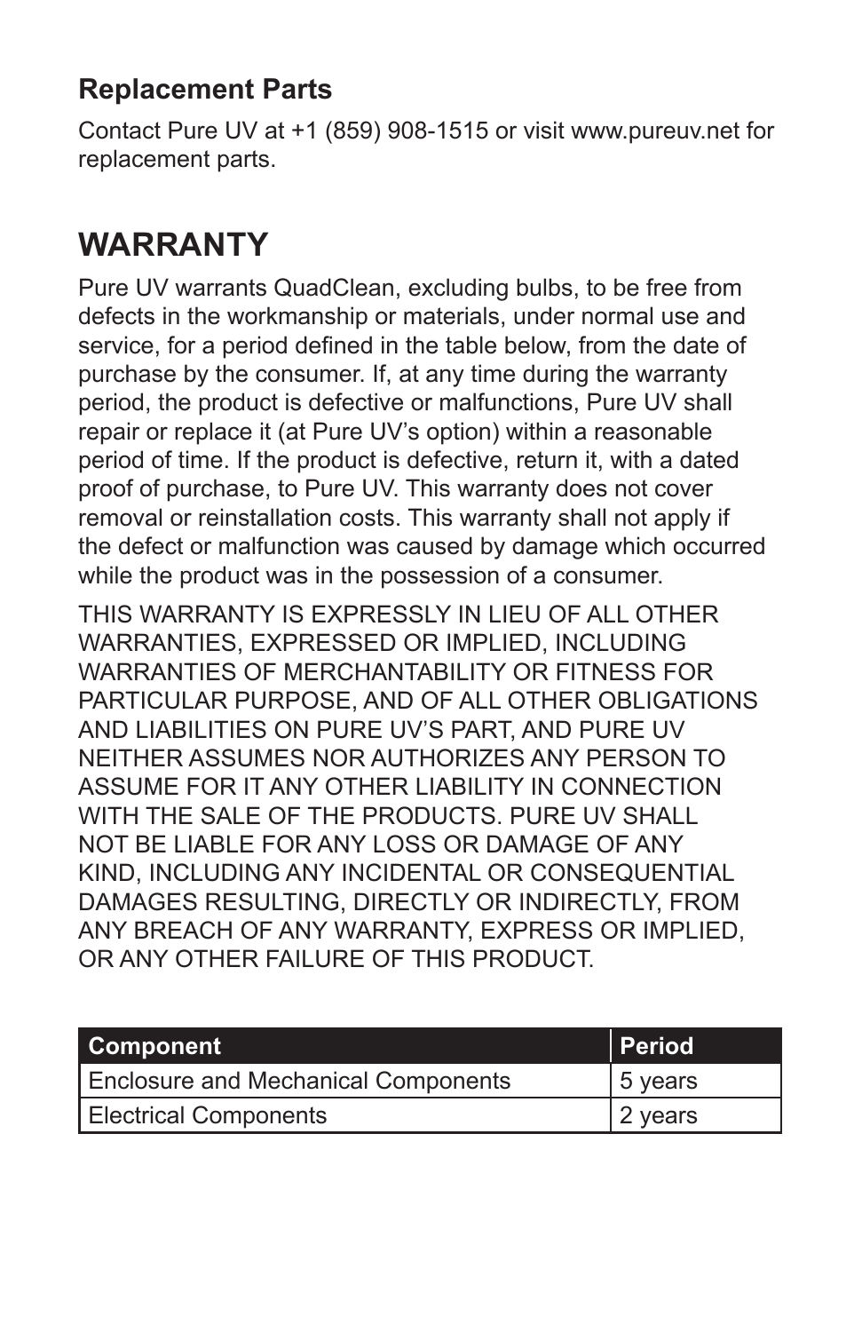### Replacement Parts

Contact Pure UV at +1 (859) 908-1515 or visit www.pureuv.net for replacement parts.

# WARRANTY

Pure UV warrants QuadClean, excluding bulbs, to be free from defects in the workmanship or materials, under normal use and service, for a period defined in the table below, from the date of purchase by the consumer. If, at any time during the warranty period, the product is defective or malfunctions, Pure UV shall repair or replace it (at Pure UV's option) within a reasonable period of time. If the product is defective, return it, with a dated proof of purchase, to Pure UV. This warranty does not cover removal or reinstallation costs. This warranty shall not apply if the defect or malfunction was caused by damage which occurred while the product was in the possession of a consumer.

THIS WARRANTY IS EXPRESSLY IN LIEU OF ALL OTHER WARRANTIES, EXPRESSED OR IMPLIED, INCLUDING WARRANTIES OF MERCHANTABILITY OR FITNESS FOR PARTICULAR PURPOSE, AND OF ALL OTHER OBLIGATIONS AND LIABILITIES ON PURE UV'S PART, AND PURE UV NEITHER ASSUMES NOR AUTHORIZES ANY PERSON TO ASSUME FOR IT ANY OTHER LIABILITY IN CONNECTION WITH THE SALE OF THE PRODUCTS. PURE UV SHALL NOT BE LIABLE FOR ANY LOSS OR DAMAGE OF ANY KIND, INCLUDING ANY INCIDENTAL OR CONSEQUENTIAL DAMAGES RESULTING, DIRECTLY OR INDIRECTLY, FROM ANY BREACH OF ANY WARRANTY, EXPRESS OR IMPLIED, OR ANY OTHER FAILURE OF THIS PRODUCT.

| Component | Period |
| --- | --- |
| Enclosure and Mechanical Components | 5 years |
| Electrical Components | 2 years |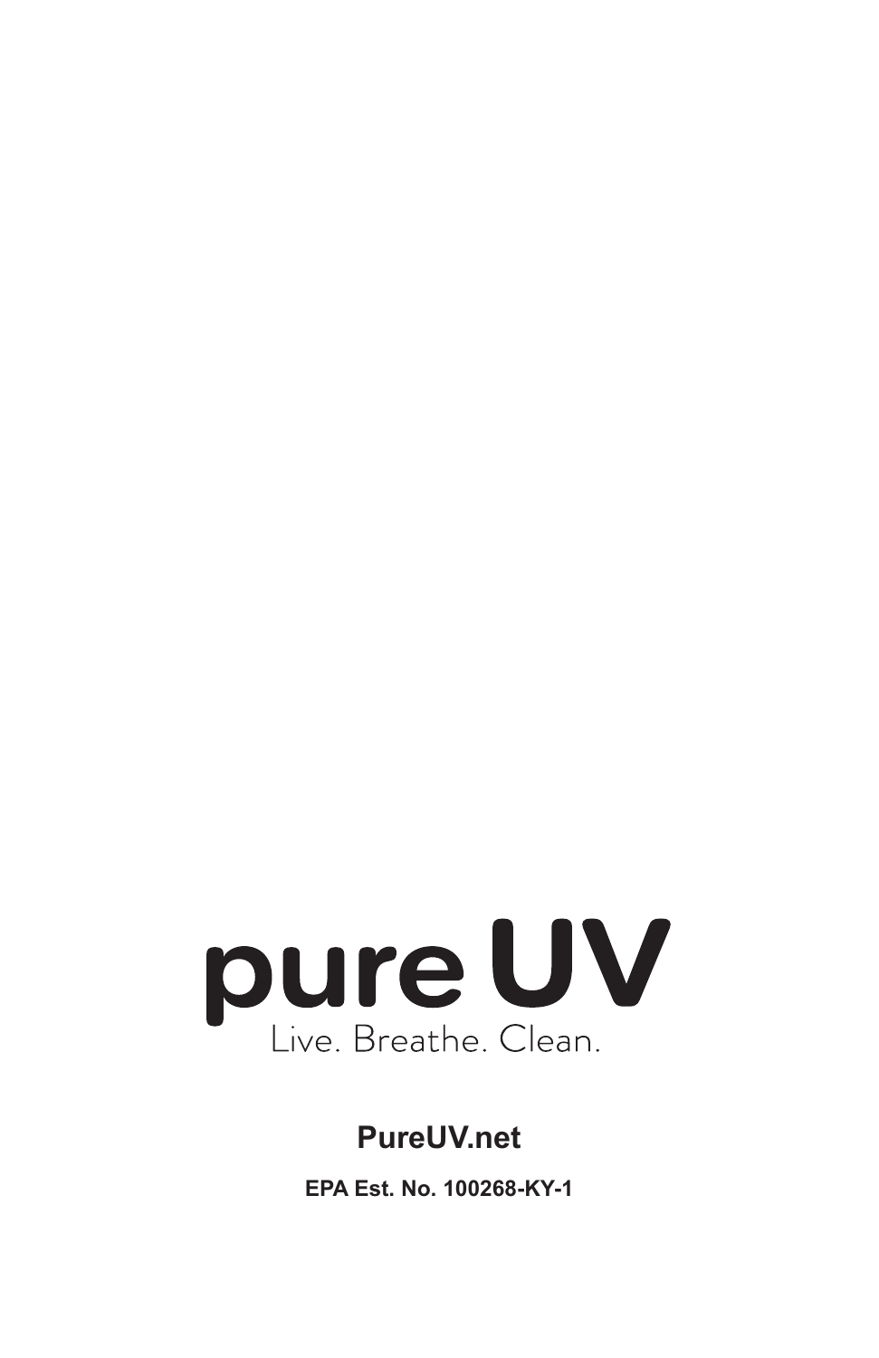pure UV

Live. Breathe. Clean.

**PureUV.net**

**EPA Est. No. 100268-KY-1**